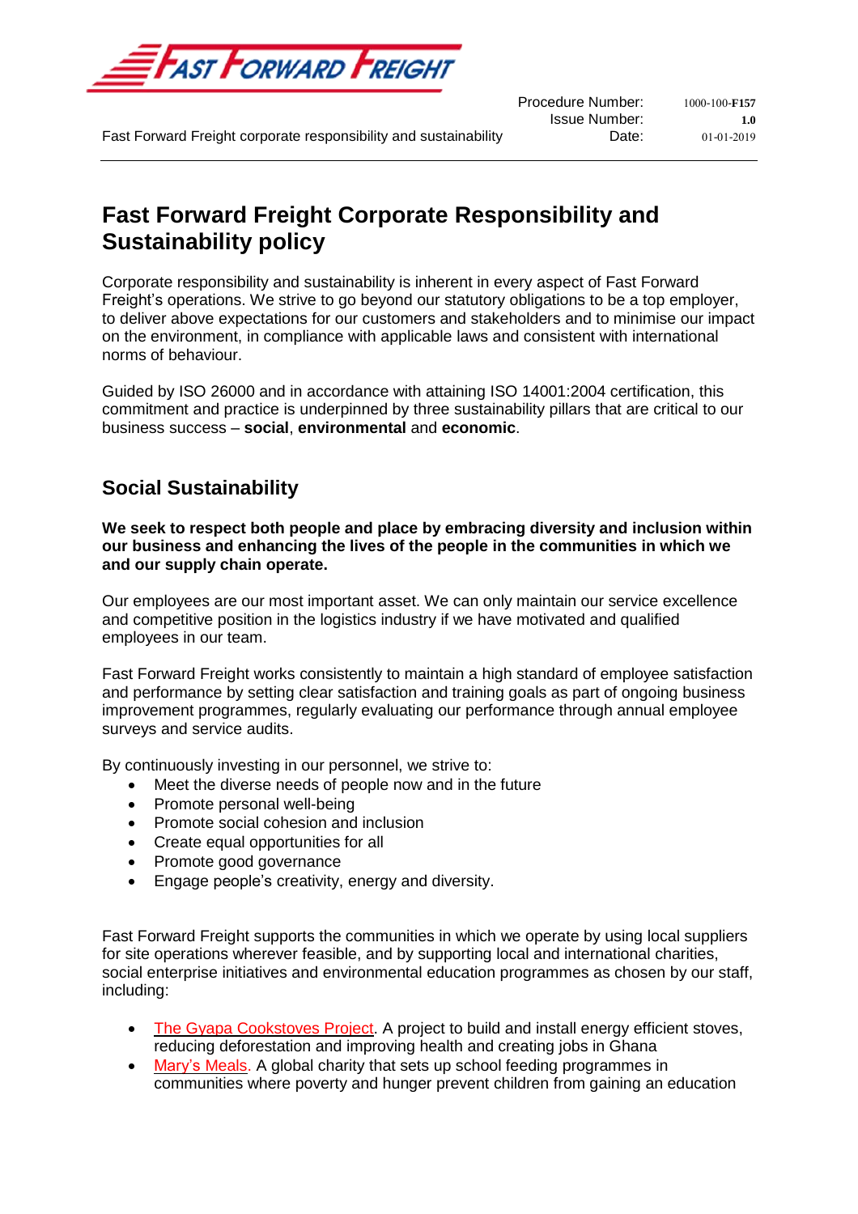# Fast Forward Freight Corporate Responsibility and Sustainability policy

Corporate responsibility and sustainability is inherent in every aspect of Fast Forward Freight's operations. We strive to go beyond our statutory obligations to be a top employer, to deliver above expectations for our customers and stakeholders and to minimise our impact on the environment, in compliance with applicable laws and consistent with international norms of behaviour.

Guided by ISO 26000 and in accordance with attaining ISO 14001:2004 certification, this commitment and practice is underpinned by three sustainability pillars that are critical to our business success – **social**, **environmental** and **economic**.

## Social Sustainability

**We seek to respect both people and place by embracing diversity and inclusion within our business and enhancing the lives of the people in the communities in which we and our supply chain operate.**

Our employees are our most important asset. We can only maintain our service excellence and competitive position in the logistics industry if we have motivated and qualified employees in our team.

Fast Forward Freight works consistently to maintain a high standard of employee satisfaction and performance by setting clear satisfaction and training goals as part of ongoing business improvement programmes, regularly evaluating our performance through annual employee surveys and service audits.

By continuously investing in our personnel, we strive to:

- Meet the diverse needs of people now and in the future
- Promote personal well-being
- Promote social cohesion and inclusion
- Create equal opportunities for all
- Promote good governance
- Engage people's creativity, energy and diversity.

Fast Forward Freight supports the communities in which we operate by using local suppliers for site operations wherever feasible, and by supporting local and international charities, social enterprise initiatives and environmental education programmes as chosen by our staff, including:

- The Gyapa Cookstoves Project. A project to build and install energy efficient stoves, reducing deforestation and improving health and creating jobs in Ghana
- Mary's Meals. A global charity that sets up school feeding programmes in communities where poverty and hunger prevent children from gaining an education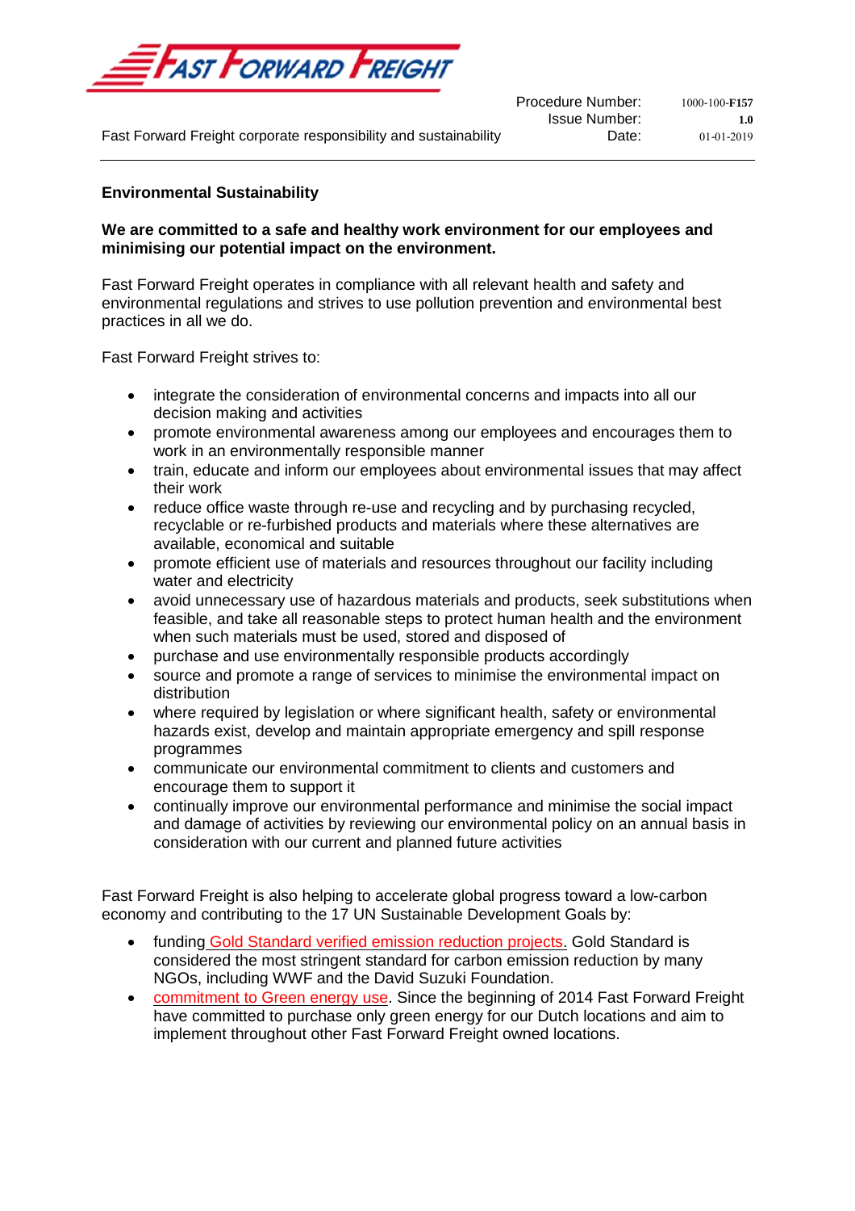## Environmental Sustainability

**We are committed to a safe and healthy work environment for our employees and minimising our potential impact on the environment.**

Fast Forward Freight operates in compliance with all relevant health and safety and environmental regulations and strives to use pollution prevention and environmental best practices in all we do.

Fast Forward Freight strives to:

- integrate the consideration of environmental concerns and impacts into all our decision making and activities
- promote environmental awareness among our employees and encourages them to work in an environmentally responsible manner
- train, educate and inform our employees about environmental issues that may affect their work
- reduce office waste through re-use and recycling and by purchasing recycled, recyclable or re-furbished products and materials where these alternatives are available, economical and suitable
- promote efficient use of materials and resources throughout our facility including water and electricity
- avoid unnecessary use of hazardous materials and products, seek substitutions when feasible, and take all reasonable steps to protect human health and the environment when such materials must be used, stored and disposed of
- purchase and use environmentally responsible products accordingly
- source and promote a range of services to minimise the environmental impact on distribution
- where required by legislation or where significant health, safety or environmental hazards exist, develop and maintain appropriate emergency and spill response programmes
- communicate our environmental commitment to clients and customers and encourage them to support it
- continually improve our environmental performance and minimise the social impact and damage of activities by reviewing our environmental policy on an annual basis in consideration with our current and planned future activities

Fast Forward Freight is also helping to accelerate global progress toward a low-carbon economy and contributing to the 17 UN Sustainable Development Goals by:

- funding Gold Standard verified emission reduction projects. Gold Standard is considered the most stringent standard for carbon emission reduction by many NGOs, including WWF and the David Suzuki Foundation.
- commitment to Green energy use. Since the beginning of 2014 Fast Forward Freight have committed to purchase only green energy for our Dutch locations and aim to implement throughout other Fast Forward Freight owned locations.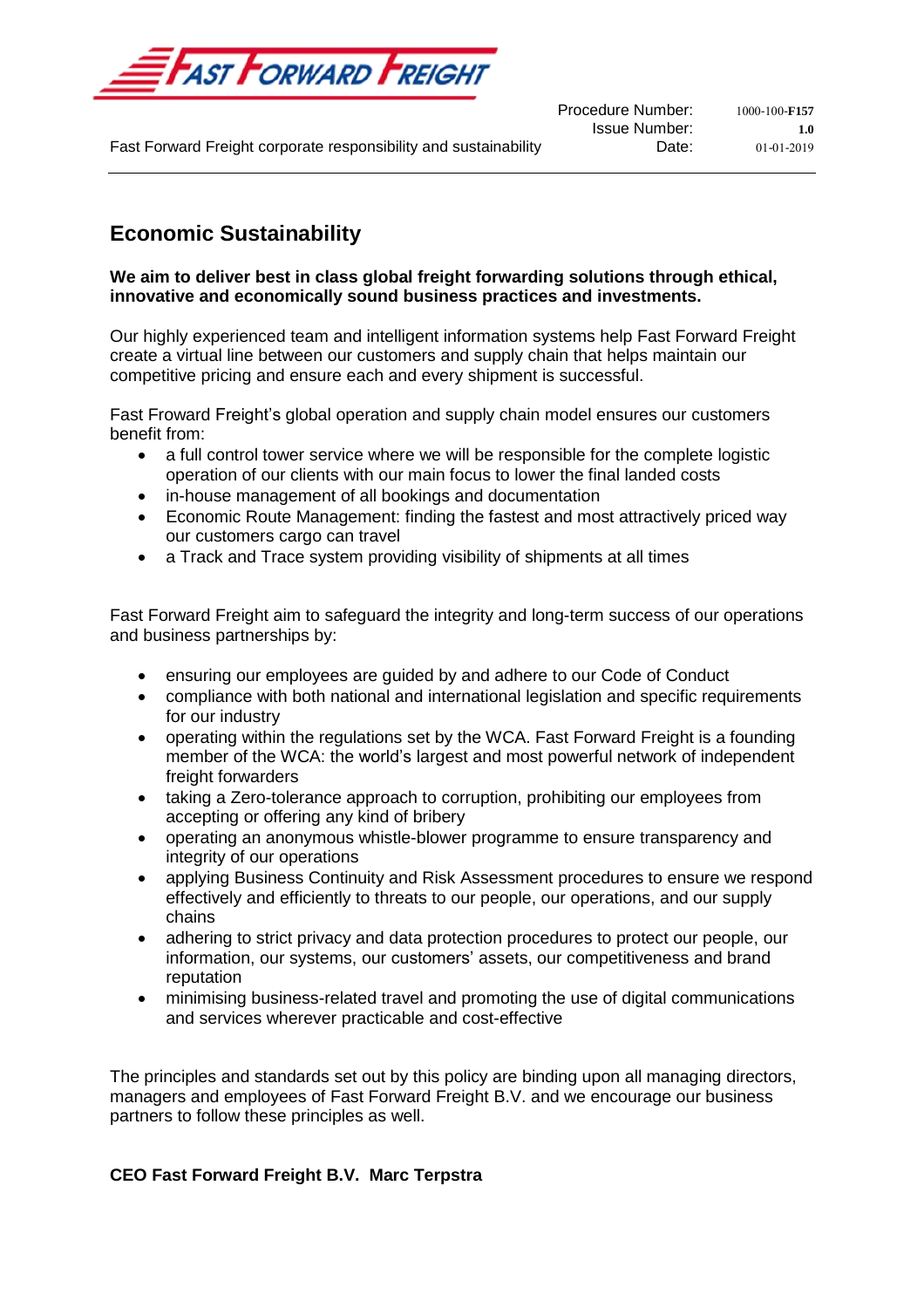## Economic Sustainability

**We aim to deliver best in class global freight forwarding solutions through ethical, innovative and economically sound business practices and investments.**

Our highly experienced team and intelligent information systems help Fast Forward Freight create a virtual line between our customers and supply chain that helps maintain our competitive pricing and ensure each and every shipment is successful.

Fast Froward Freight's global operation and supply chain model ensures our customers benefit from:

- a full control tower service where we will be responsible for the complete logistic operation of our clients with our main focus to lower the final landed costs
- in-house management of all bookings and documentation
- Economic Route Management: finding the fastest and most attractively priced way our customers cargo can travel
- a Track and Trace system providing visibility of shipments at all times

Fast Forward Freight aim to safeguard the integrity and long-term success of our operations and business partnerships by:

- ensuring our employees are guided by and adhere to our Code of Conduct
- compliance with both national and international legislation and specific requirements for our industry
- operating within the regulations set by the WCA. Fast Forward Freight is a founding member of the WCA: the world's largest and most powerful network of independent freight forwarders
- taking a Zero-tolerance approach to corruption, prohibiting our employees from accepting or offering any kind of bribery
- operating an anonymous whistle-blower programme to ensure transparency and integrity of our operations
- applying Business Continuity and Risk Assessment procedures to ensure we respond effectively and efficiently to threats to our people, our operations, and our supply chains
- adhering to strict privacy and data protection procedures to protect our people, our information, our systems, our customers' assets, our competitiveness and brand reputation
- minimising business-related travel and promoting the use of digital communications and services wherever practicable and cost-effective

The principles and standards set out by this policy are binding upon all managing directors, managers and employees of Fast Forward Freight B.V. and we encourage our business partners to follow these principles as well.

**CEO Fast Forward Freight B.V. Marc Terpstra**